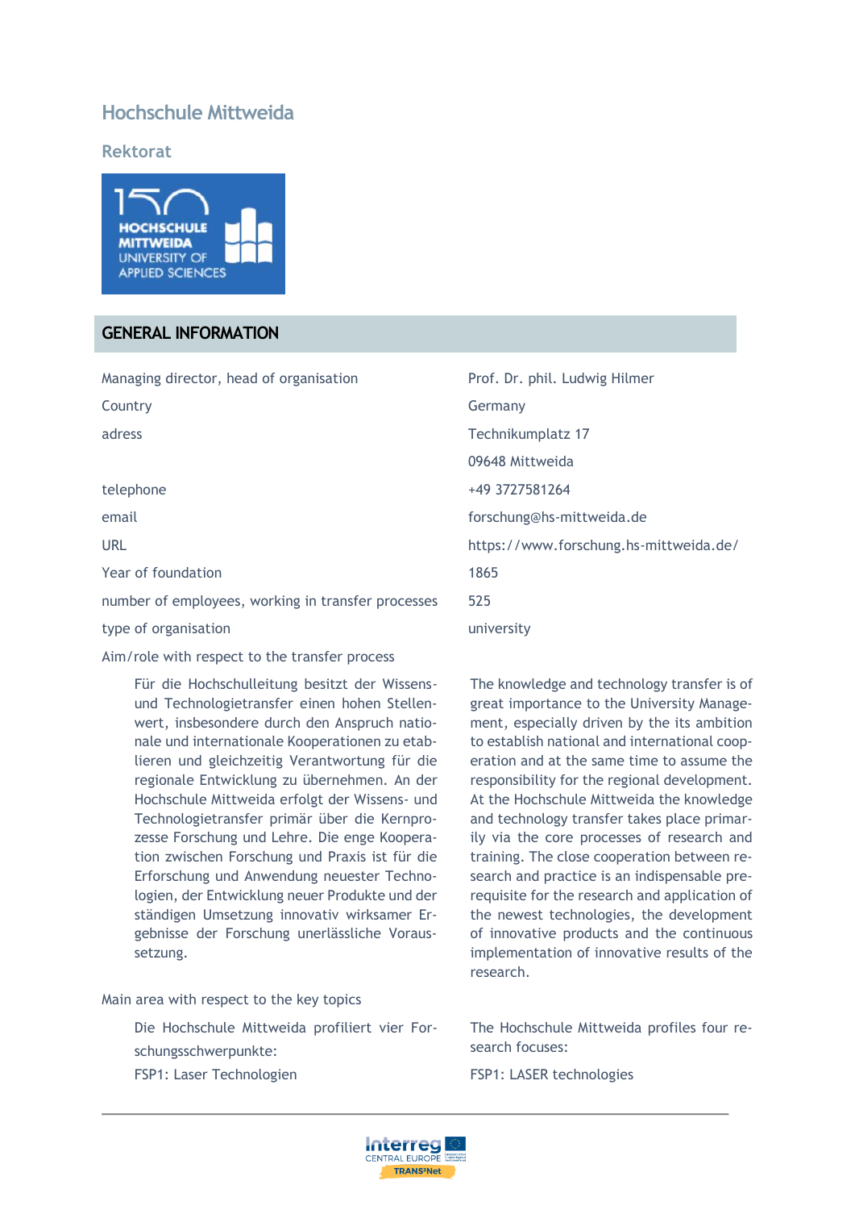# Hochschule Mittweida

## Rektorat

## GENERAL INFORMATION

| | |
|---|---|
| Managing director, head of organisation | Prof. Dr. phil. Ludwig Hilmer |
| Country | Germany |
| adress | Technikumplatz 17 |
| | 09648 Mittweida |
| telephone | +49 3727581264 |
| email | forschung@hs-mittweida.de |
| URL | https://www.forschung.hs-mittweida.de/ |
| Year of foundation | 1865 |
| number of employees, working in transfer processes | 525 |
| type of organisation | university |

Aim/role with respect to the transfer process

Für die Hochschulleitung besitzt der Wissens- und Technologietransfer einen hohen Stellenwert, insbesondere durch den Anspruch nationale und internationale Kooperationen zu etablieren und gleichzeitig Verantwortung für die regionale Entwicklung zu übernehmen. An der Hochschule Mittweida erfolgt der Wissens- und Technologietransfer primär über die Kernprozesse Forschung und Lehre. Die enge Kooperation zwischen Forschung und Praxis ist für die Erforschung und Anwendung neuester Technologien, der Entwicklung neuer Produkte und der ständigen Umsetzung innovativ wirksamer Ergebnisse der Forschung unerlässliche Voraussetzung.

The knowledge and technology transfer is of great importance to the University Management, especially driven by the its ambition to establish national and international cooperation and at the same time to assume the responsibility for the regional development. At the Hochschule Mittweida the knowledge and technology transfer takes place primarily via the core processes of research and training. The close cooperation between research and practice is an indispensable prerequisite for the research and application of the newest technologies, the development of innovative products and the continuous implementation of innovative results of the research.

Main area with respect to the key topics

Die Hochschule Mittweida profiliert vier Forschungsschwerpunkte:

FSP1: Laser Technologien

The Hochschule Mittweida profiles four research focuses:

FSP1: LASER technologies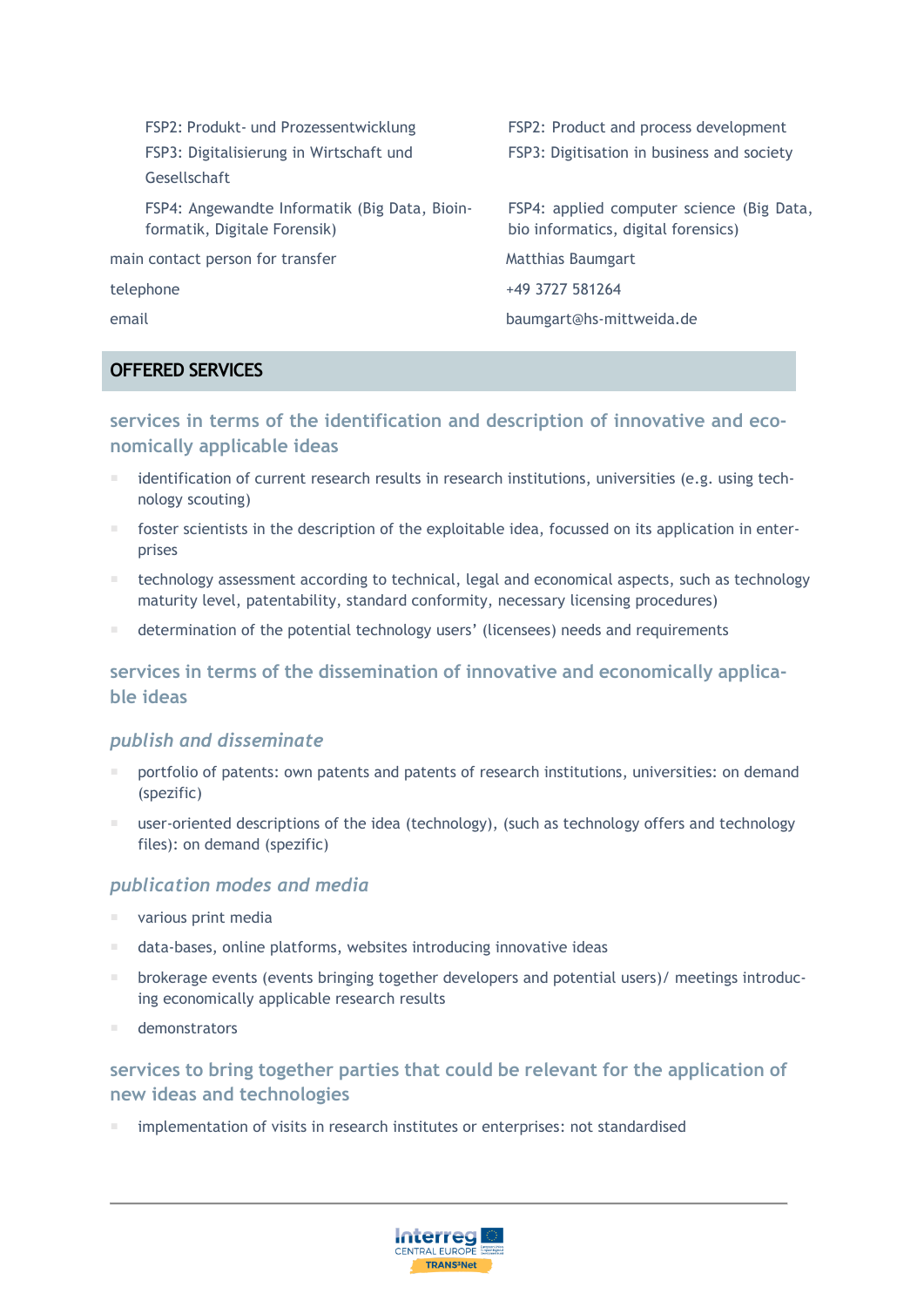| | |
|---|---|
| FSP2: Produkt- und Prozessentwicklung | FSP2: Product and process development |
| FSP3: Digitalisierung in Wirtschaft und Gesellschaft | FSP3: Digitisation in business and society |
| FSP4: Angewandte Informatik (Big Data, Bioinformatik, Digitale Forensik) | FSP4: applied computer science (Big Data, bio informatics, digital forensics) |
| main contact person for transfer | Matthias Baumgart |
| telephone | +49 3727 581264 |
| email | baumgart@hs-mittweida.de |

## OFFERED SERVICES

### services in terms of the identification and description of innovative and economically applicable ideas

- identification of current research results in research institutions, universities (e.g. using technology scouting)
- foster scientists in the description of the exploitable idea, focussed on its application in enterprises
- technology assessment according to technical, legal and economical aspects, such as technology maturity level, patentability, standard conformity, necessary licensing procedures)
- determination of the potential technology users' (licensees) needs and requirements

### services in terms of the dissemination of innovative and economically applicable ideas

#### *publish and disseminate*

- portfolio of patents: own patents and patents of research institutions, universities: on demand (spezific)
- user-oriented descriptions of the idea (technology), (such as technology offers and technology files): on demand (spezific)

#### *publication modes and media*

- various print media
- data-bases, online platforms, websites introducing innovative ideas
- brokerage events (events bringing together developers and potential users)/ meetings introducing economically applicable research results
- demonstrators

### services to bring together parties that could be relevant for the application of new ideas and technologies

- implementation of visits in research institutes or enterprises: not standardised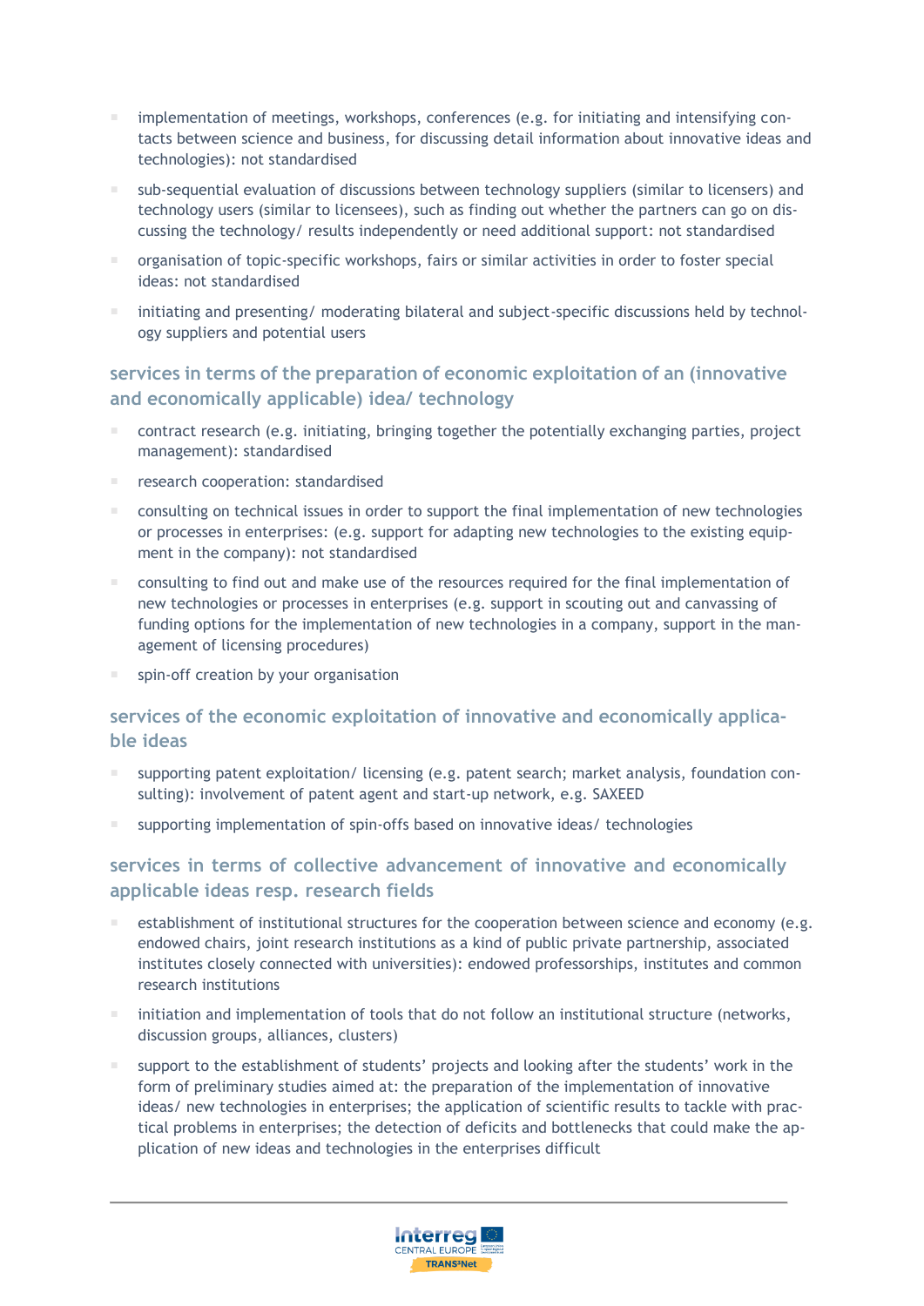- implementation of meetings, workshops, conferences (e.g. for initiating and intensifying contacts between science and business, for discussing detail information about innovative ideas and technologies): not standardised
- sub-sequential evaluation of discussions between technology suppliers (similar to licensers) and technology users (similar to licensees), such as finding out whether the partners can go on discussing the technology/ results independently or need additional support: not standardised
- organisation of topic-specific workshops, fairs or similar activities in order to foster special ideas: not standardised
- initiating and presenting/ moderating bilateral and subject-specific discussions held by technology suppliers and potential users

### services in terms of the preparation of economic exploitation of an (innovative and economically applicable) idea/ technology

- contract research (e.g. initiating, bringing together the potentially exchanging parties, project management): standardised
- research cooperation: standardised
- consulting on technical issues in order to support the final implementation of new technologies or processes in enterprises: (e.g. support for adapting new technologies to the existing equipment in the company): not standardised
- consulting to find out and make use of the resources required for the final implementation of new technologies or processes in enterprises (e.g. support in scouting out and canvassing of funding options for the implementation of new technologies in a company, support in the management of licensing procedures)
- spin-off creation by your organisation

### services of the economic exploitation of innovative and economically applicable ideas

- supporting patent exploitation/ licensing (e.g. patent search; market analysis, foundation consulting): involvement of patent agent and start-up network, e.g. SAXEED
- supporting implementation of spin-offs based on innovative ideas/ technologies

### services in terms of collective advancement of innovative and economically applicable ideas resp. research fields

- establishment of institutional structures for the cooperation between science and economy (e.g. endowed chairs, joint research institutions as a kind of public private partnership, associated institutes closely connected with universities): endowed professorships, institutes and common research institutions
- initiation and implementation of tools that do not follow an institutional structure (networks, discussion groups, alliances, clusters)
- support to the establishment of students' projects and looking after the students' work in the form of preliminary studies aimed at: the preparation of the implementation of innovative ideas/ new technologies in enterprises; the application of scientific results to tackle with practical problems in enterprises; the detection of deficits and bottlenecks that could make the application of new ideas and technologies in the enterprises difficult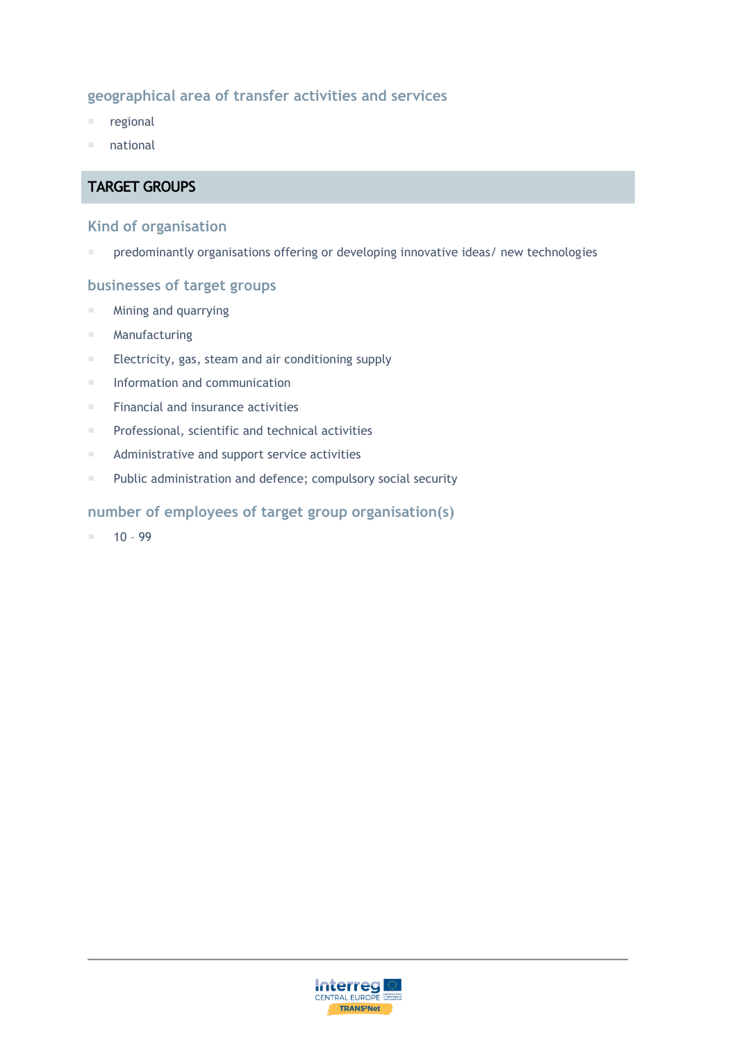### geographical area of transfer activities and services

- regional
- national

## TARGET GROUPS

### Kind of organisation

- predominantly organisations offering or developing innovative ideas/ new technologies

### businesses of target groups

- Mining and quarrying
- Manufacturing
- Electricity, gas, steam and air conditioning supply
- Information and communication
- Financial and insurance activities
- Professional, scientific and technical activities
- Administrative and support service activities
- Public administration and defence; compulsory social security

### number of employees of target group organisation(s)

- 10 – 99